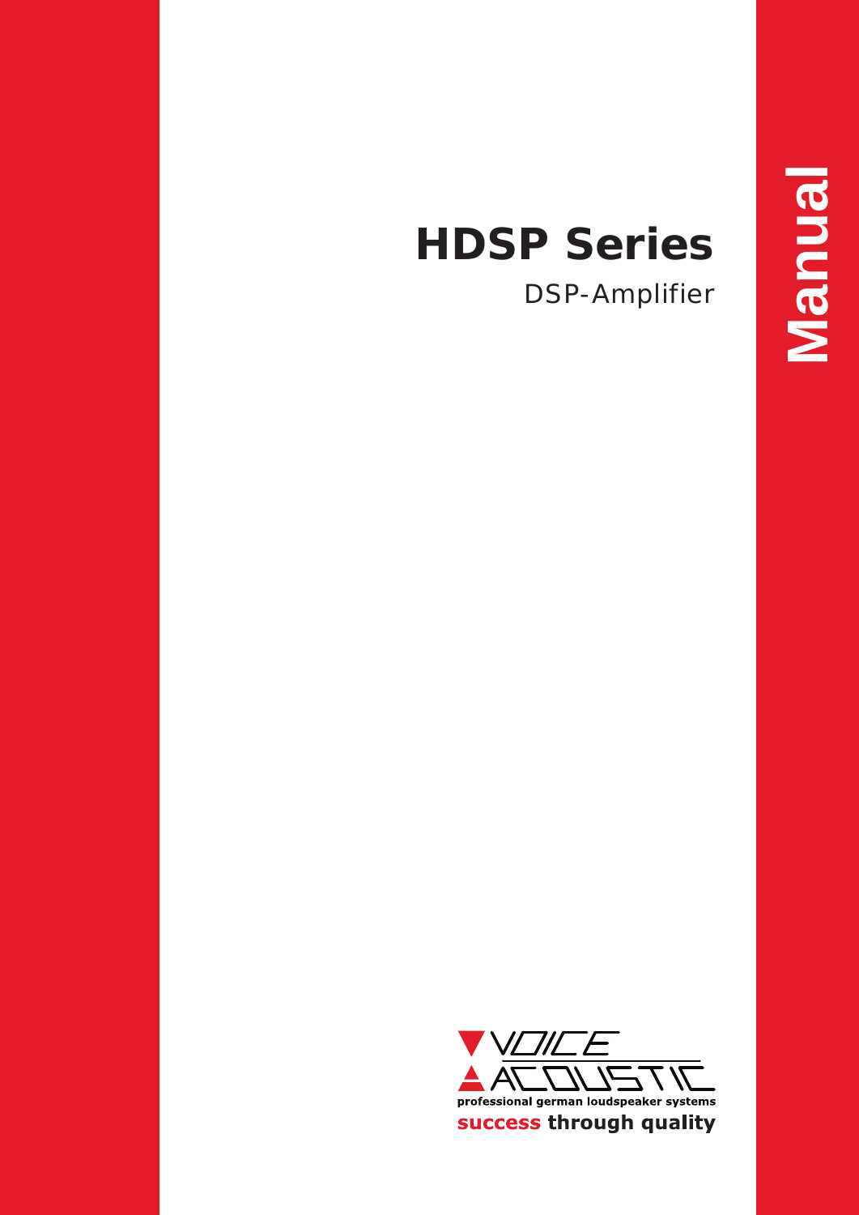# HDSP Series

DSP-Amplifier

Manual

VOICE ACOUSTIC

professional german loudspeaker systems

**success through quality**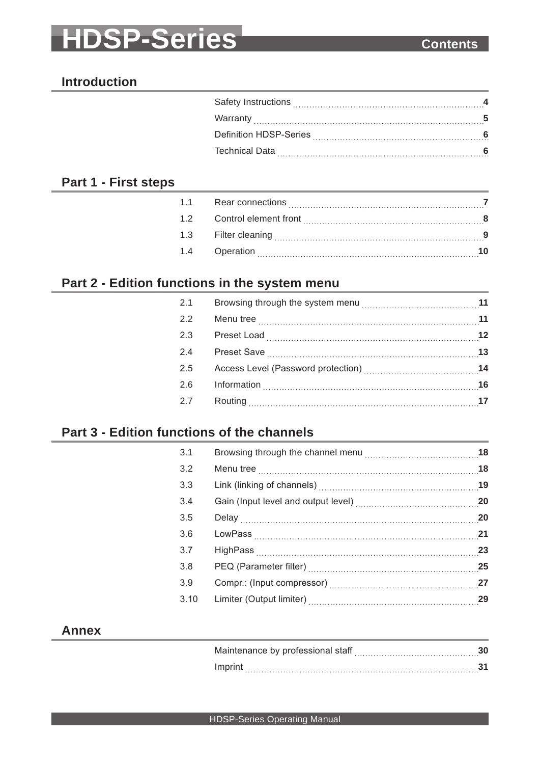# HDSP-Series

## Contents

### Introduction

| | | |
|---|---|---|
| | Safety Instructions | **4** |
| | Warranty | **5** |
| | Definition HDSP-Series | **6** |
| | Technical Data | **6** |

### Part 1 - First steps

| | | |
|---|---|---|
| 1.1 | Rear connections | **7** |
| 1.2 | Control element front | **8** |
| 1.3 | Filter cleaning | **9** |
| 1.4 | Operation | **10** |

### Part 2 - Edition functions in the system menu

| | | |
|---|---|---|
| 2.1 | Browsing through the system menu | **11** |
| 2.2 | Menu tree | **11** |
| 2.3 | Preset Load | **12** |
| 2.4 | Preset Save | **13** |
| 2.5 | Access Level (Password protection) | **14** |
| 2.6 | Information | **16** |
| 2.7 | Routing | **17** |

### Part 3 - Edition functions of the channels

| | | |
|---|---|---|
| 3.1 | Browsing through the channel menu | **18** |
| 3.2 | Menu tree | **18** |
| 3.3 | Link (linking of channels) | **19** |
| 3.4 | Gain (Input level and output level) | **20** |
| 3.5 | Delay | **20** |
| 3.6 | LowPass | **21** |
| 3.7 | HighPass | **23** |
| 3.8 | PEQ (Parameter filter) | **25** |
| 3.9 | Compr.: (Input compressor) | **27** |
| 3.10 | Limiter (Output limiter) | **29** |

### Annex

| | | |
|---|---|---|
| | Maintenance by professional staff | **30** |
| | Imprint | **31** |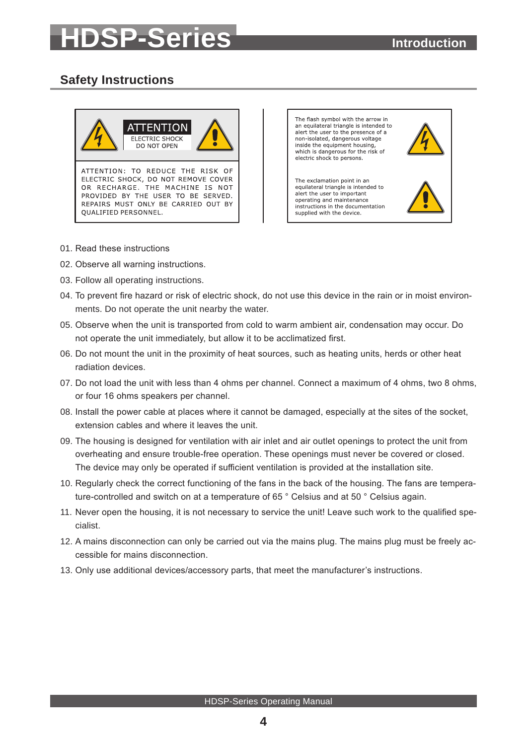## Safety Instructions

**ATTENTION**
ELECTRIC SHOCK
DO NOT OPEN

ATTENTION: TO REDUCE THE RISK OF ELECTRIC SHOCK, DO NOT REMOVE COVER OR RECHARGE. THE MACHINE IS NOT PROVIDED BY THE USER TO BE SERVED. REPAIRS MUST ONLY BE CARRIED OUT BY QUALIFIED PERSONNEL.

The flash symbol with the arrow in an equilateral triangle is intended to alert the user to the presence of a non-isolated, dangerous voltage inside the equipment housing, which is dangerous for the risk of electric shock to persons.

The exclamation point in an equilateral triangle is intended to alert the user to important operating and maintenance instructions in the documentation supplied with the device.

01. Read these instructions
02. Observe all warning instructions.
03. Follow all operating instructions.
04. To prevent fire hazard or risk of electric shock, do not use this device in the rain or in moist environments. Do not operate the unit nearby the water.
05. Observe when the unit is transported from cold to warm ambient air, condensation may occur. Do not operate the unit immediately, but allow it to be acclimatized first.
06. Do not mount the unit in the proximity of heat sources, such as heating units, herds or other heat radiation devices.
07. Do not load the unit with less than 4 ohms per channel. Connect a maximum of 4 ohms, two 8 ohms, or four 16 ohms speakers per channel.
08. Install the power cable at places where it cannot be damaged, especially at the sites of the socket, extension cables and where it leaves the unit.
09. The housing is designed for ventilation with air inlet and air outlet openings to protect the unit from overheating and ensure trouble-free operation. These openings must never be covered or closed. The device may only be operated if sufficient ventilation is provided at the installation site.
10. Regularly check the correct functioning of the fans in the back of the housing. The fans are temperature-controlled and switch on at a temperature of 65 ° Celsius and at 50 ° Celsius again.
11. Never open the housing, it is not necessary to service the unit! Leave such work to the qualified specialist.
12. A mains disconnection can only be carried out via the mains plug. The mains plug must be freely accessible for mains disconnection.
13. Only use additional devices/accessory parts, that meet the manufacturer's instructions.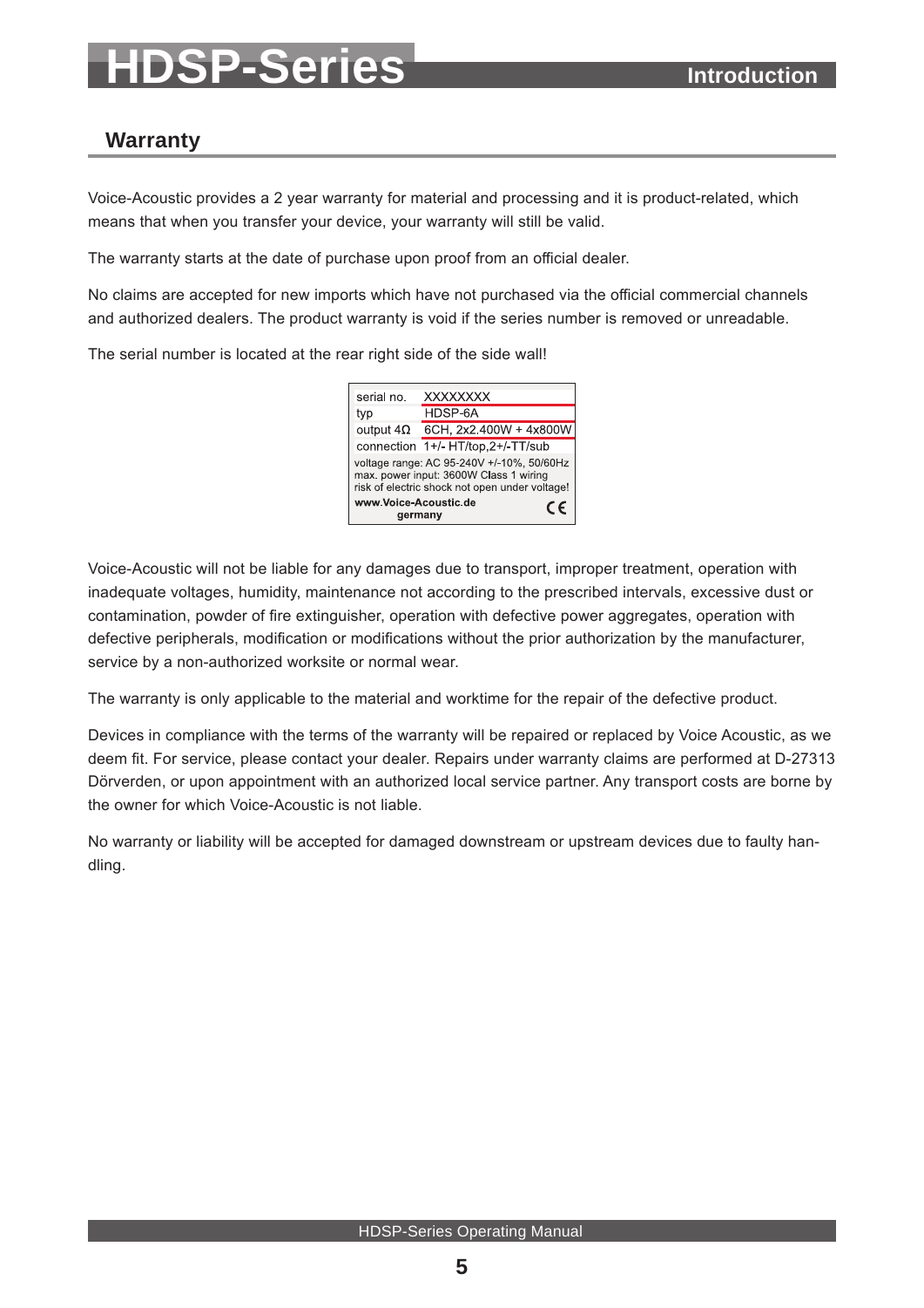## Warranty

Voice-Acoustic provides a 2 year warranty for material and processing and it is product-related, which means that when you transfer your device, your warranty will still be valid.

The warranty starts at the date of purchase upon proof from an official dealer.

No claims are accepted for new imports which have not purchased via the official commercial channels and authorized dealers. The product warranty is void if the series number is removed or unreadable.

The serial number is located at the rear right side of the side wall!

| serial no. | XXXXXXXX |
|---|---|
| typ | HDSP-6A |
| output 4Ω | 6CH, 2x2.400W + 4x800W |
| connection | 1+/- HT/top,2+/-TT/sub |

voltage range: AC 95-240V +/-10%, 50/60Hz
max. power input: 3600W Class 1 wiring
risk of electric shock not open under voltage!
www.Voice-Acoustic.de
germany
CE

Voice-Acoustic will not be liable for any damages due to transport, improper treatment, operation with inadequate voltages, humidity, maintenance not according to the prescribed intervals, excessive dust or contamination, powder of fire extinguisher, operation with defective power aggregates, operation with defective peripherals, modification or modifications without the prior authorization by the manufacturer, service by a non-authorized worksite or normal wear.

The warranty is only applicable to the material and worktime for the repair of the defective product.

Devices in compliance with the terms of the warranty will be repaired or replaced by Voice Acoustic, as we deem fit. For service, please contact your dealer. Repairs under warranty claims are performed at D-27313 Dörverden, or upon appointment with an authorized local service partner. Any transport costs are borne by the owner for which Voice-Acoustic is not liable.

No warranty or liability will be accepted for damaged downstream or upstream devices due to faulty handling.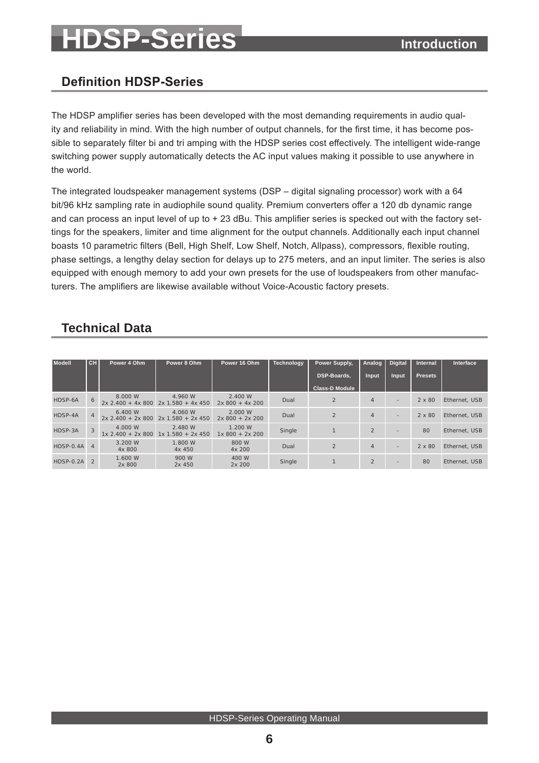# HDSP-Series

## Definition HDSP-Series

The HDSP amplifier series has been developed with the most demanding requirements in audio quality and reliability in mind. With the high number of output channels, for the first time, it has become possible to separately filter bi and tri amping with the HDSP series cost effectively. The intelligent wide-range switching power supply automatically detects the AC input values making it possible to use anywhere in the world.

The integrated loudspeaker management systems (DSP – digital signaling processor) work with a 64 bit/96 kHz sampling rate in audiophile sound quality. Premium converters offer a 120 db dynamic range and can process an input level of up to + 23 dBu. This amplifier series is specked out with the factory settings for the speakers, limiter and time alignment for the output channels. Additionally each input channel boasts 10 parametric filters (Bell, High Shelf, Low Shelf, Notch, Allpass), compressors, flexible routing, phase settings, a lengthy delay section for delays up to 275 meters, and an input limiter. The series is also equipped with enough memory to add your own presets for the use of loudspeakers from other manufacturers. The amplifiers are likewise available without Voice-Acoustic factory presets.

## Technical Data

| Modell | CH | Power 4 Ohm | Power 8 Ohm | Power 16 Ohm | Technology | Power Supply, DSP-Boards, Class-D Module | Analog Input | Digital Input | Internal Presets | Interface |
|---|---|---|---|---|---|---|---|---|---|---|
| HDSP-6A | 6 | 8.000 W 2x 2.400 + 4x 800 | 4.960 W 2x 1.580 + 4x 450 | 2.400 W 2x 800 + 4x 200 | Dual | 2 | 4 | - | 2 x 80 | Ethernet, USB |
| HDSP-4A | 4 | 6.400 W 2x 2.400 + 2x 800 | 4.060 W 2x 1.580 + 2x 450 | 2.000 W 2x 800 + 2x 200 | Dual | 2 | 4 | - | 2 x 80 | Ethernet, USB |
| HDSP-3A | 3 | 4.000 W 1x 2.400 + 2x 800 | 2.480 W 1x 1.580 + 2x 450 | 1.200 W 1x 800 + 2x 200 | Single | 1 | 2 | - | 80 | Ethernet, USB |
| HDSP-0.4A | 4 | 3.200 W 4x 800 | 1.800 W 4x 450 | 800 W 4x 200 | Dual | 2 | 4 | - | 2 x 80 | Ethernet, USB |
| HDSP-0.2A | 2 | 1.600 W 2x 800 | 900 W 2x 450 | 400 W 2x 200 | Single | 1 | 2 | - | 80 | Ethernet, USB |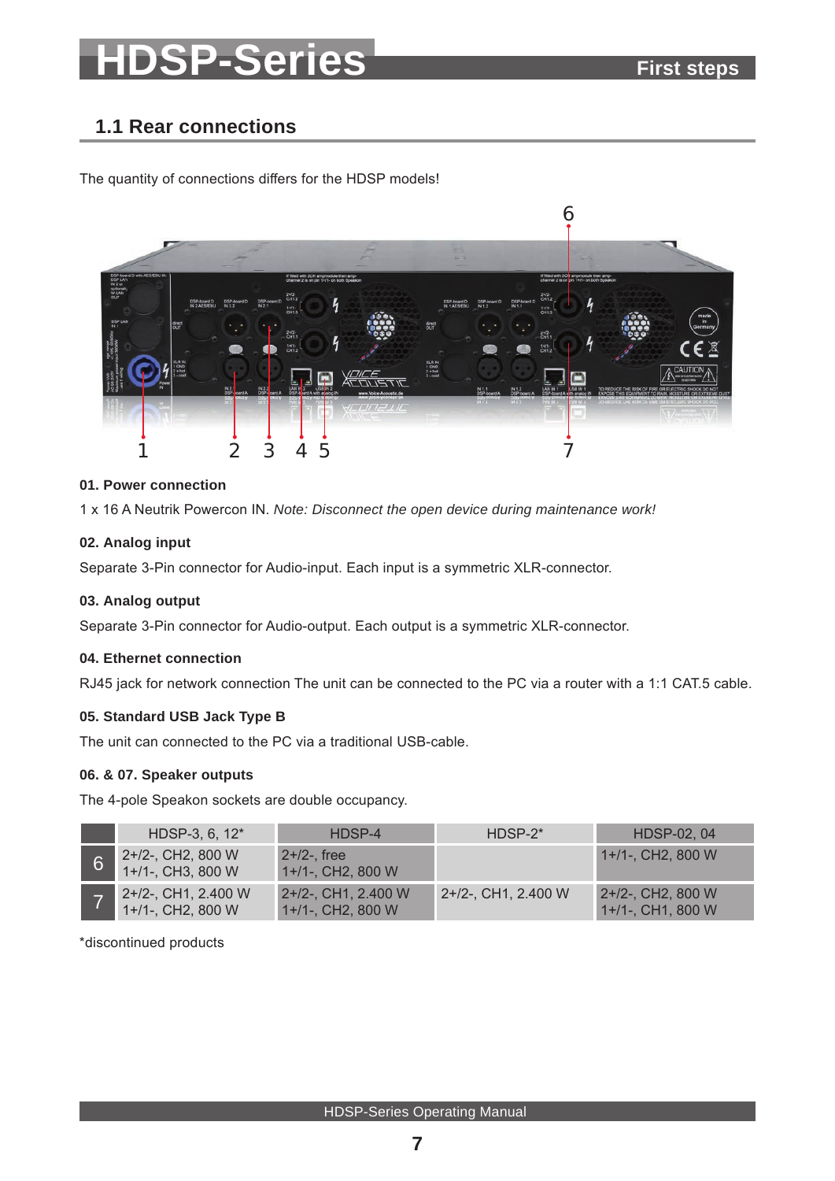## 1.1 Rear connections

The quantity of connections differs for the HDSP models!

#### 01. Power connection

1 x 16 A Neutrik Powercon IN. *Note: Disconnect the open device during maintenance work!*

#### 02. Analog input

Separate 3-Pin connector for Audio-input. Each input is a symmetric XLR-connector.

#### 03. Analog output

Separate 3-Pin connector for Audio-output. Each output is a symmetric XLR-connector.

#### 04. Ethernet connection

RJ45 jack for network connection The unit can be connected to the PC via a router with a 1:1 CAT.5 cable.

#### 05. Standard USB Jack Type B

The unit can connected to the PC via a traditional USB-cable.

#### 06. & 07. Speaker outputs

The 4-pole Speakon sockets are double occupancy.

| | HDSP-3, 6, 12* | HDSP-4 | HDSP-2* | HDSP-02, 04 |
|---|---|---|---|---|
| 6 | 2+/2-, CH2, 800 W<br>1+/1-, CH3, 800 W | 2+/2-, free<br>1+/1-, CH2, 800 W | | 1+/1-, CH2, 800 W |
| 7 | 2+/2-, CH1, 2.400 W<br>1+/1-, CH2, 800 W | 2+/2-, CH1, 2.400 W<br>1+/1-, CH2, 800 W | 2+/2-, CH1, 2.400 W | 2+/2-, CH2, 800 W<br>1+/1-, CH1, 800 W |

*discontinued products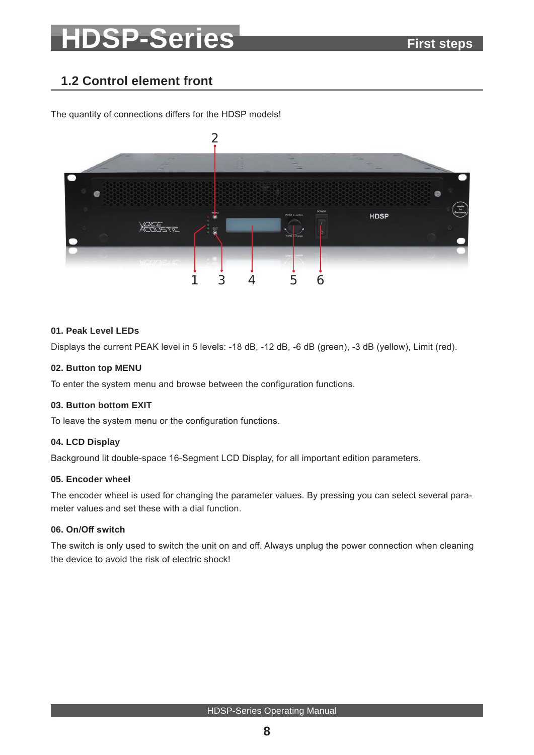## 1.2 Control element front

The quantity of connections differs for the HDSP models!

**01. Peak Level LEDs**

Displays the current PEAK level in 5 levels: -18 dB, -12 dB, -6 dB (green), -3 dB (yellow), Limit (red).

**02. Button top MENU**

To enter the system menu and browse between the configuration functions.

**03. Button bottom EXIT**

To leave the system menu or the configuration functions.

**04. LCD Display**

Background lit double-space 16-Segment LCD Display, for all important edition parameters.

**05. Encoder wheel**

The encoder wheel is used for changing the parameter values. By pressing you can select several parameter values and set these with a dial function.

**06. On/Off switch**

The switch is only used to switch the unit on and off. Always unplug the power connection when cleaning the device to avoid the risk of electric shock!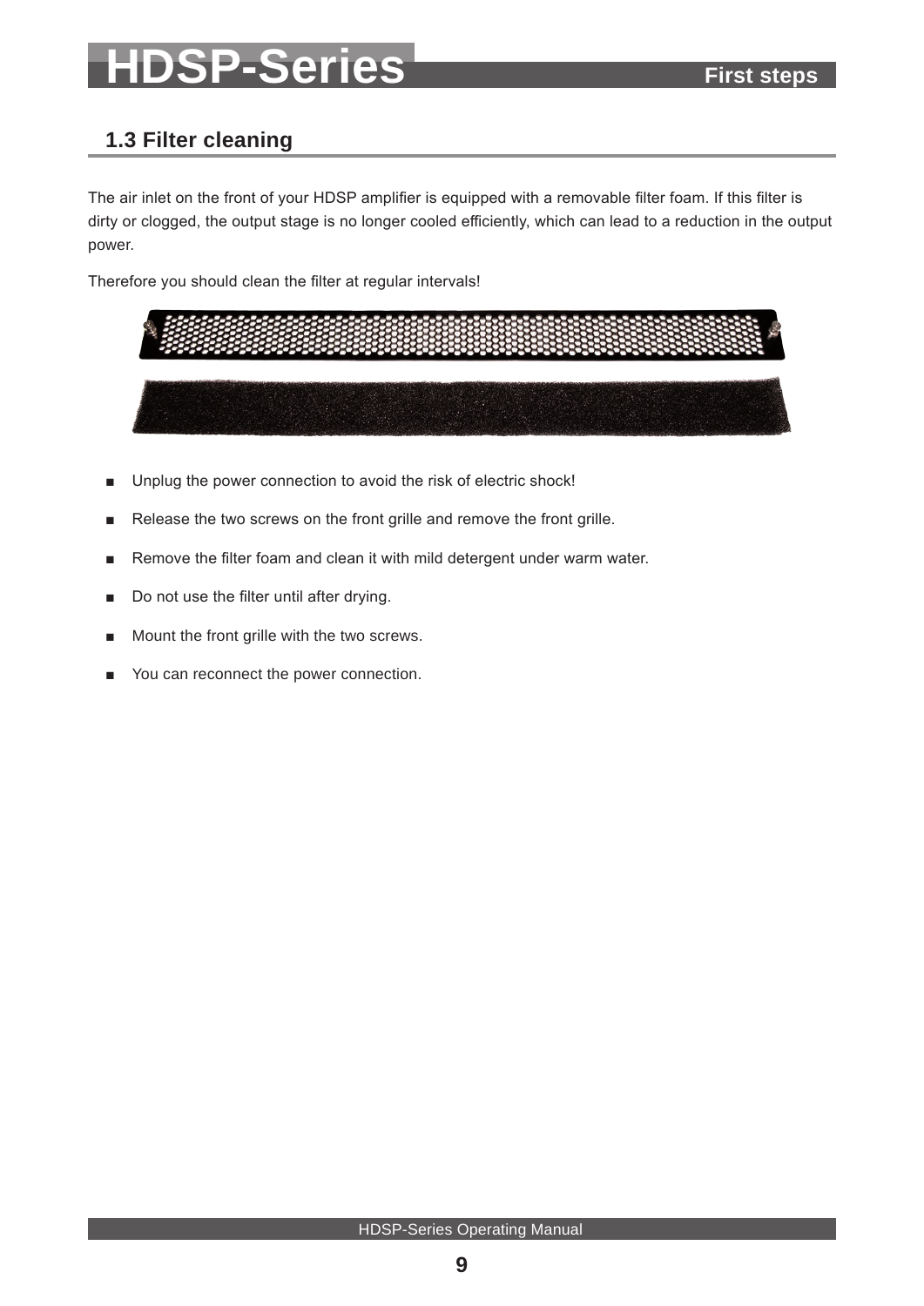## 1.3 Filter cleaning

The air inlet on the front of your HDSP amplifier is equipped with a removable filter foam. If this filter is dirty or clogged, the output stage is no longer cooled efficiently, which can lead to a reduction in the output power.

Therefore you should clean the filter at regular intervals!

- Unplug the power connection to avoid the risk of electric shock!
- Release the two screws on the front grille and remove the front grille.
- Remove the filter foam and clean it with mild detergent under warm water.
- Do not use the filter until after drying.
- Mount the front grille with the two screws.
- You can reconnect the power connection.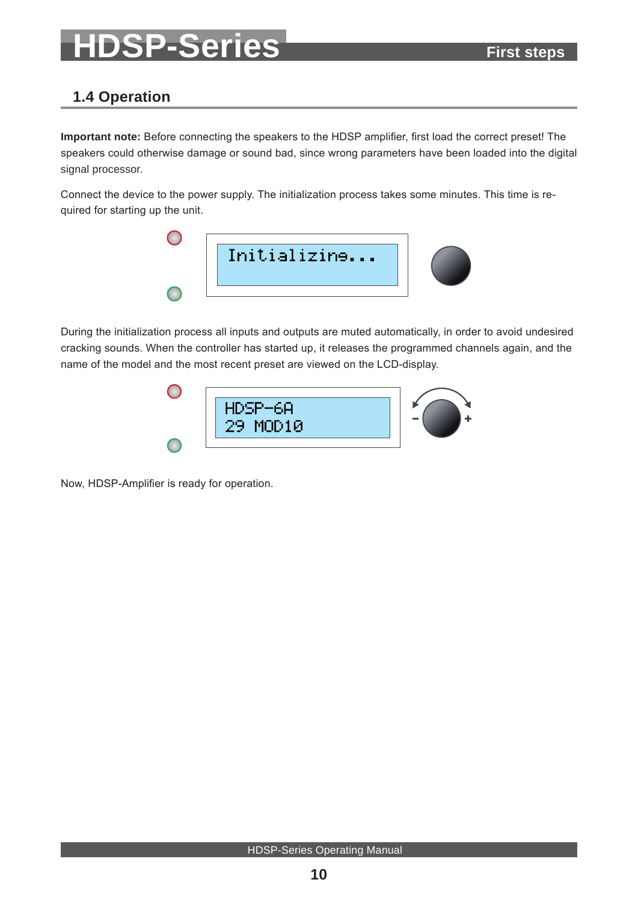## 1.4 Operation

**Important note:** Before connecting the speakers to the HDSP amplifier, first load the correct preset! The speakers could otherwise damage or sound bad, since wrong parameters have been loaded into the digital signal processor.

Connect the device to the power supply. The initialization process takes some minutes. This time is required for starting up the unit.

Initializing...

During the initialization process all inputs and outputs are muted automatically, in order to avoid undesired cracking sounds. When the controller has started up, it releases the programmed channels again, and the name of the model and the most recent preset are viewed on the LCD-display.

HDSP-6A
29 MOD10

Now, HDSP-Amplifier is ready for operation.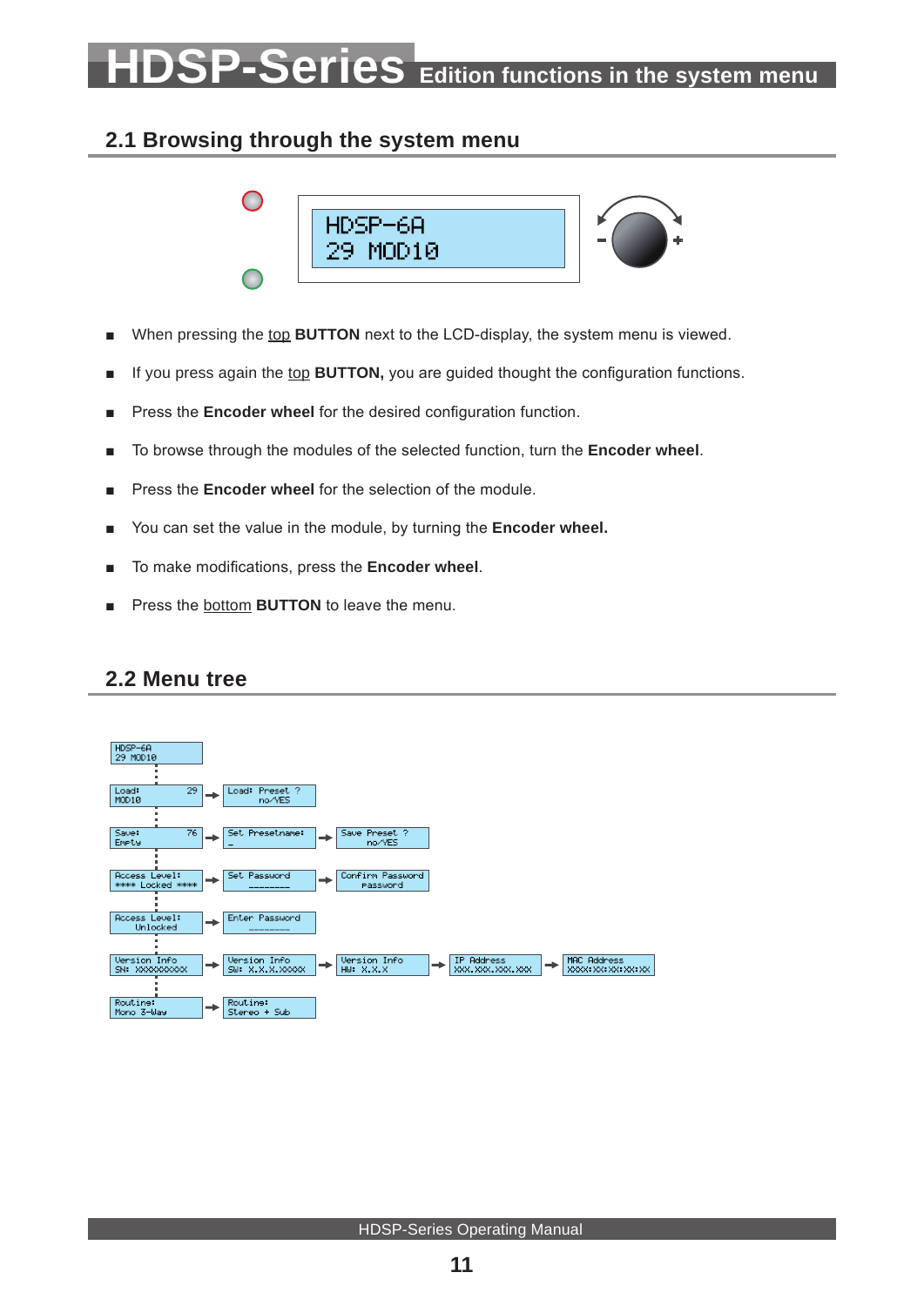# HDSP-Series Edition functions in the system menu

## 2.1 Browsing through the system menu

HDSP-6A
29 MOD10

- When pressing the top **BUTTON** next to the LCD-display, the system menu is viewed.
- If you press again the top **BUTTON,** you are guided thought the configuration functions.
- Press the **Encoder wheel** for the desired configuration function.
- To browse through the modules of the selected function, turn the **Encoder wheel**.
- Press the **Encoder wheel** for the selection of the module.
- You can set the value in the module, by turning the **Encoder wheel.**
- To make modifications, press the **Encoder wheel**.
- Press the bottom **BUTTON** to leave the menu.

## 2.2 Menu tree

```
HDSP-6A
29 MOD10
  |
Load:       29  -> Load: Preset ?
MOD10               no/YES
  |
Save:       76  -> Set Presetname: -> Save Preset ?
Empty               _                  no/YES
  |
Access Level:   -> Set Password    -> Confirm Password
**** Locked ****    ________           password
  |
Access Level:   -> Enter Password
Unlocked            ________
  |
Version Info    -> Version Info    -> Version Info -> IP Address        -> MAC Address
SN: XXXXXXXXXX      SW: X.X.X.XXXXX    HW: X.X.X       XXX.XXX.XXX.XXX     XXXX:XX:XX:XX:XX
  |
Routing:        -> Routing:
Mono 3-Way          Stereo + Sub
```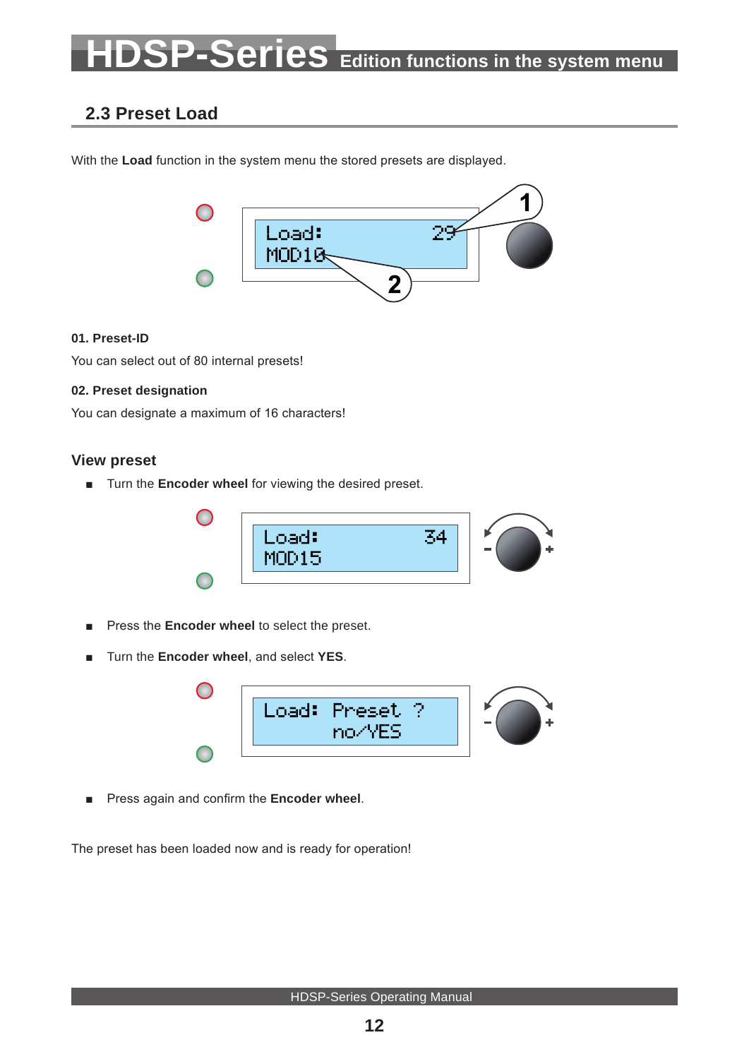## 2.3 Preset Load

With the **Load** function in the system menu the stored presets are displayed.

**01. Preset-ID**

You can select out of 80 internal presets!

**02. Preset designation**

You can designate a maximum of 16 characters!

### View preset

- Turn the **Encoder wheel** for viewing the desired preset.

- Press the **Encoder wheel** to select the preset.
- Turn the **Encoder wheel**, and select **YES**.

- Press again and confirm the **Encoder wheel**.

The preset has been loaded now and is ready for operation!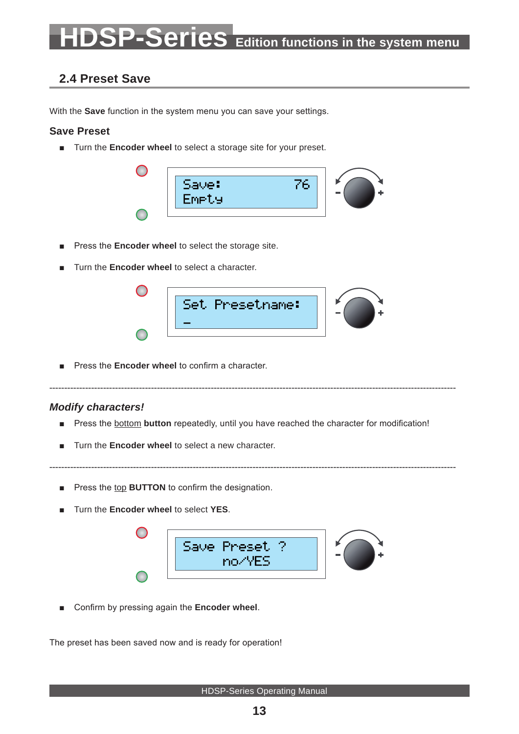## 2.4 Preset Save

With the **Save** function in the system menu you can save your settings.

### Save Preset

- Turn the **Encoder wheel** to select a storage site for your preset.

```
Save:        76
Empty
```

- Press the **Encoder wheel** to select the storage site.
- Turn the **Encoder wheel** to select a character.

```
Set Presetname:
_
```

- Press the **Encoder wheel** to confirm a character.

---

### *Modify characters!*

- Press the bottom **button** repeatedly, until you have reached the character for modification!
- Turn the **Encoder wheel** to select a new character.

---

- Press the top **BUTTON** to confirm the designation.
- Turn the **Encoder wheel** to select **YES**.

```
Save Preset ?
    no/YES
```

- Confirm by pressing again the **Encoder wheel**.

The preset has been saved now and is ready for operation!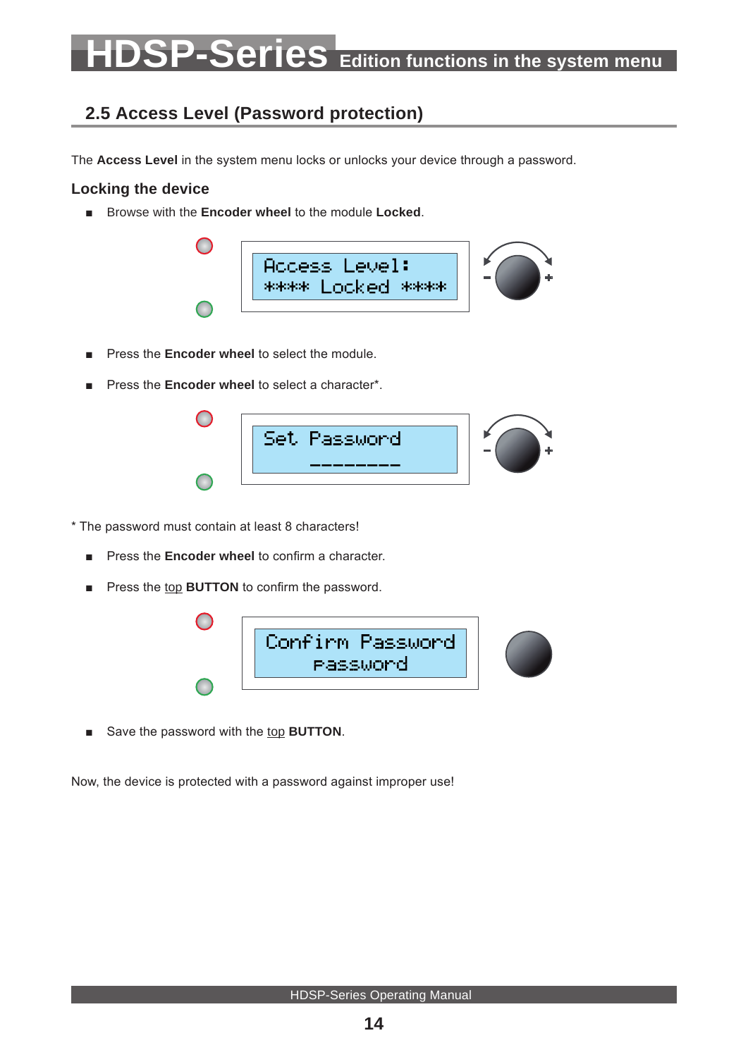## 2.5 Access Level (Password protection)

The **Access Level** in the system menu locks or unlocks your device through a password.

### Locking the device

- Browse with the **Encoder wheel** to the module **Locked**.

```
Access Level:
**** Locked ****
```

- Press the **Encoder wheel** to select the module.
- Press the **Encoder wheel** to select a character*.

```
Set Password
________
```

* The password must contain at least 8 characters!

- Press the **Encoder wheel** to confirm a character.
- Press the top **BUTTON** to confirm the password.

```
Confirm Password
password
```

- Save the password with the top **BUTTON**.

Now, the device is protected with a password against improper use!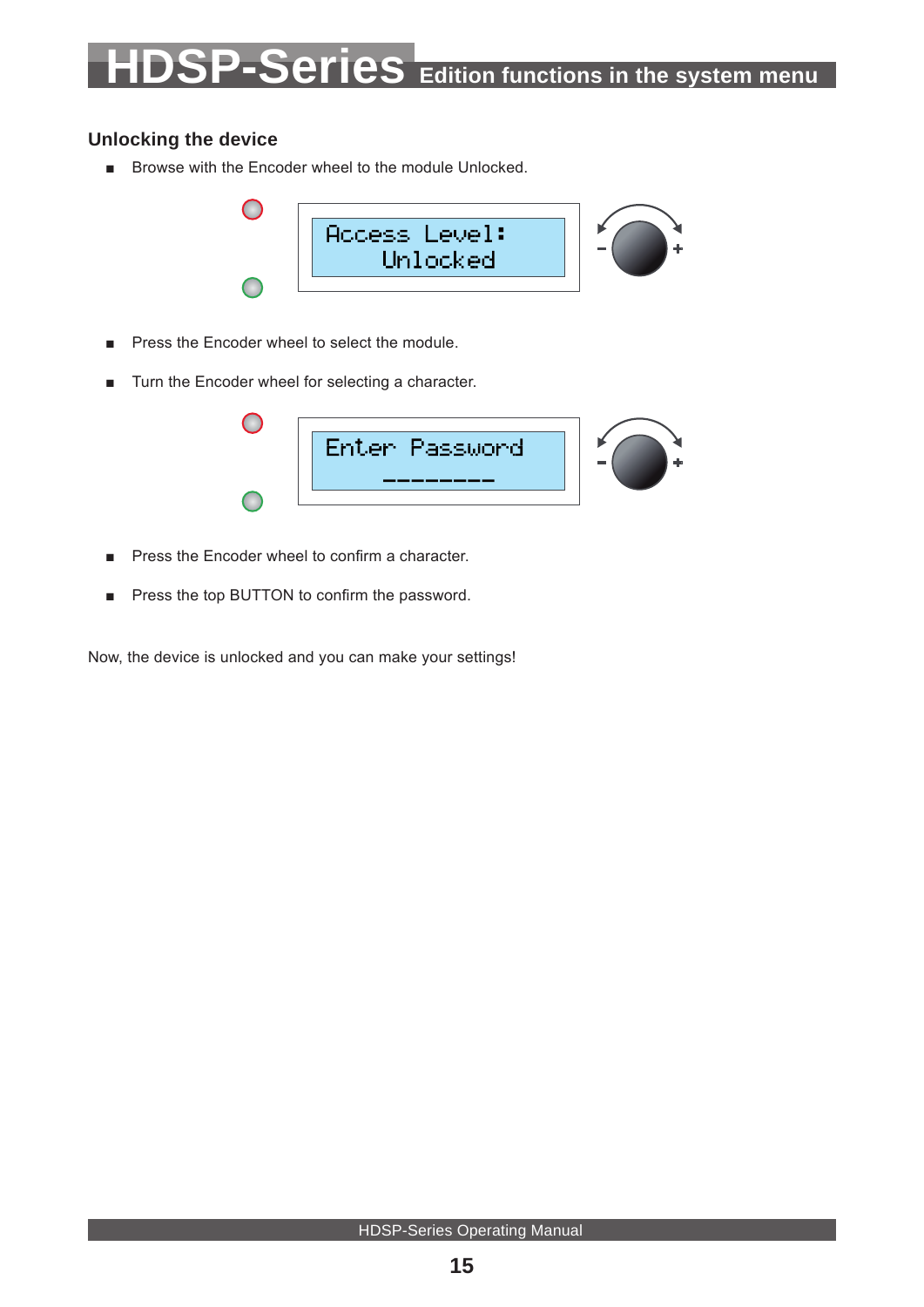## Unlocking the device

- Browse with the Encoder wheel to the module Unlocked.

```
Access Level:
   Unlocked
```

- Press the Encoder wheel to select the module.
- Turn the Encoder wheel for selecting a character.

```
Enter Password
   --------
```

- Press the Encoder wheel to confirm a character.
- Press the top BUTTON to confirm the password.

Now, the device is unlocked and you can make your settings!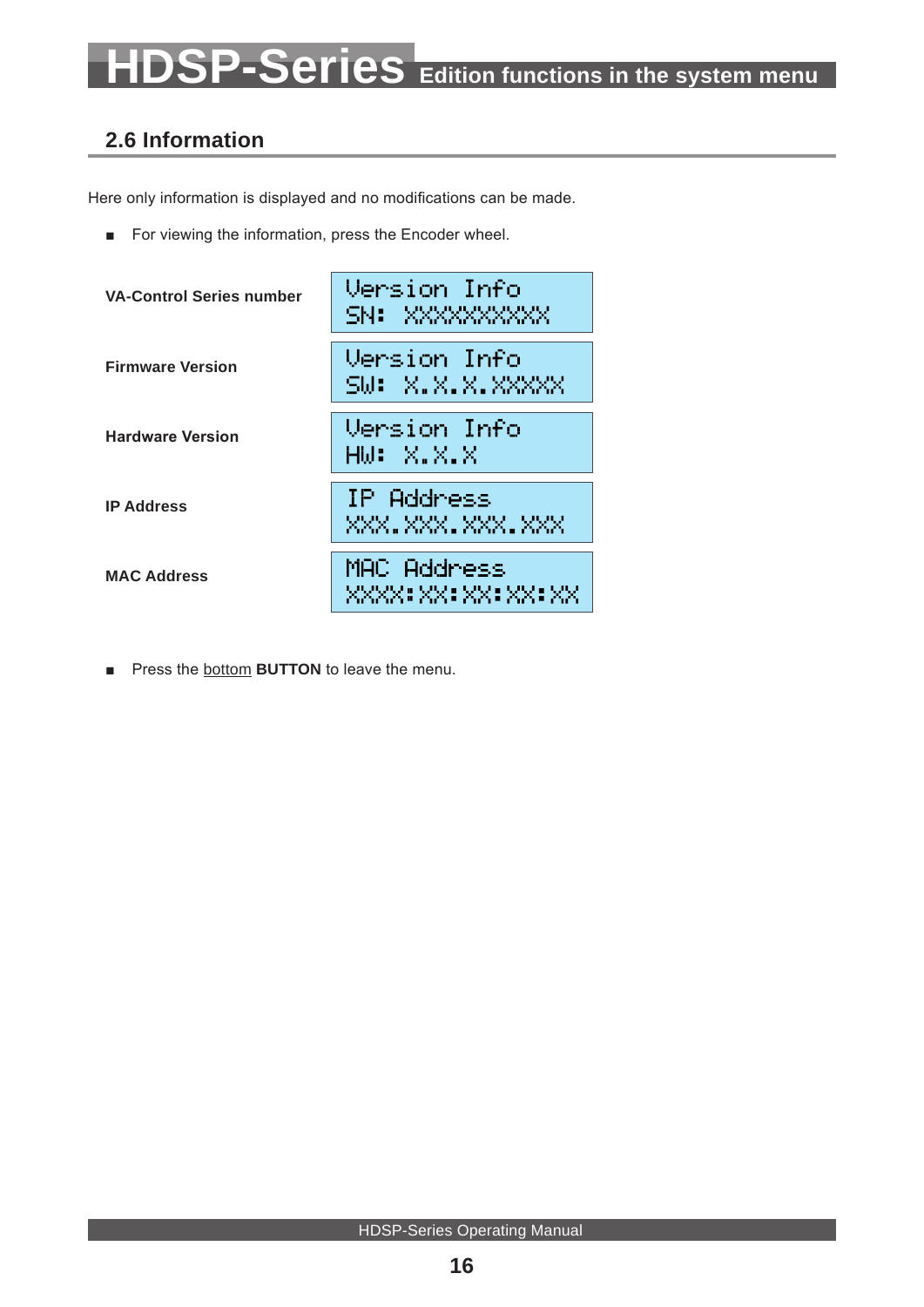## 2.6 Information

Here only information is displayed and no modifications can be made.

■ For viewing the information, press the Encoder wheel.

| | |
|---|---|
| **VA-Control Series number** | Version Info<br>SN: XXXXXXXXX |
| **Firmware Version** | Version Info<br>SW: X.X.X.XXXXX |
| **Hardware Version** | Version Info<br>HW: X.X.X |
| **IP Address** | IP Address<br>XXX.XXX.XXX.XXX |
| **MAC Address** | MAC Address<br>XXXX:XX:XX:XX:XX |

■ Press the bottom **BUTTON** to leave the menu.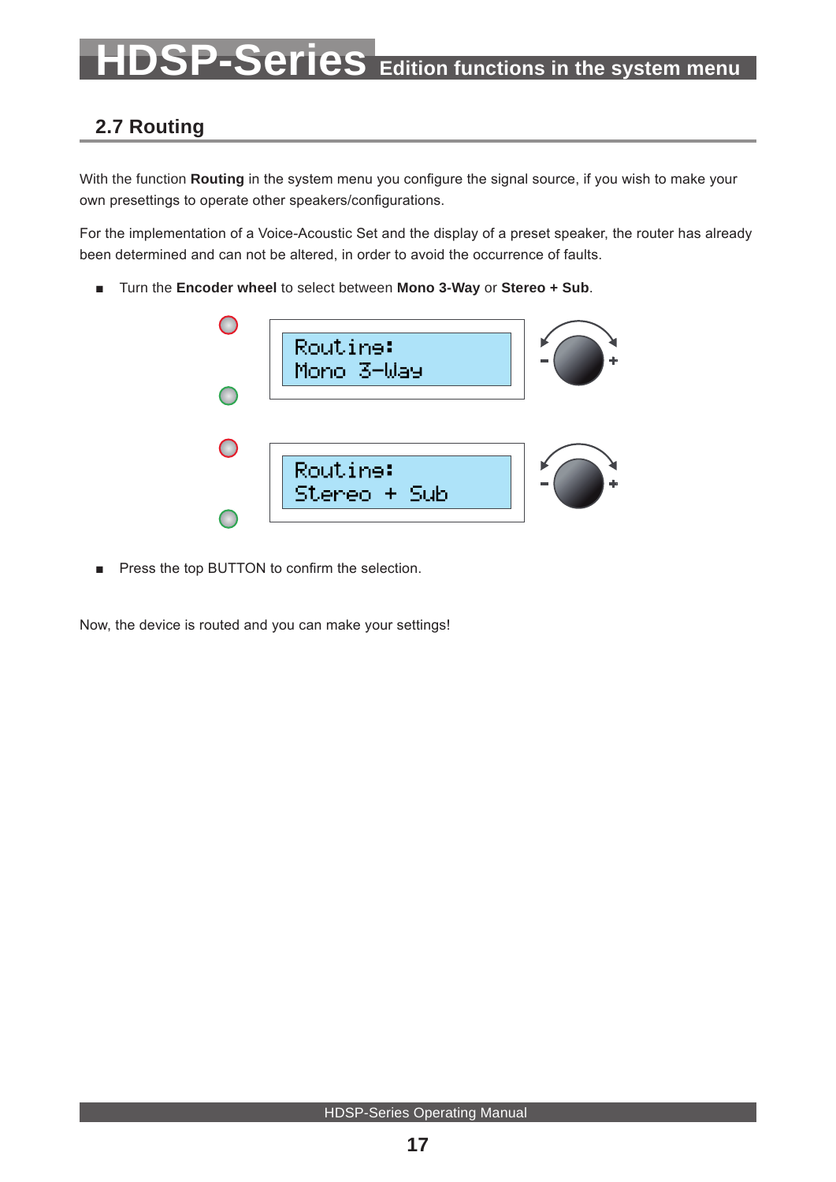## 2.7 Routing

With the function **Routing** in the system menu you configure the signal source, if you wish to make your own presettings to operate other speakers/configurations.

For the implementation of a Voice-Acoustic Set and the display of a preset speaker, the router has already been determined and can not be altered, in order to avoid the occurrence of faults.

- Turn the **Encoder wheel** to select between **Mono 3-Way** or **Stereo + Sub**.

```
Routing:
Mono 3-Way
```

```
Routing:
Stereo + Sub
```

- Press the top BUTTON to confirm the selection.

Now, the device is routed and you can make your settings!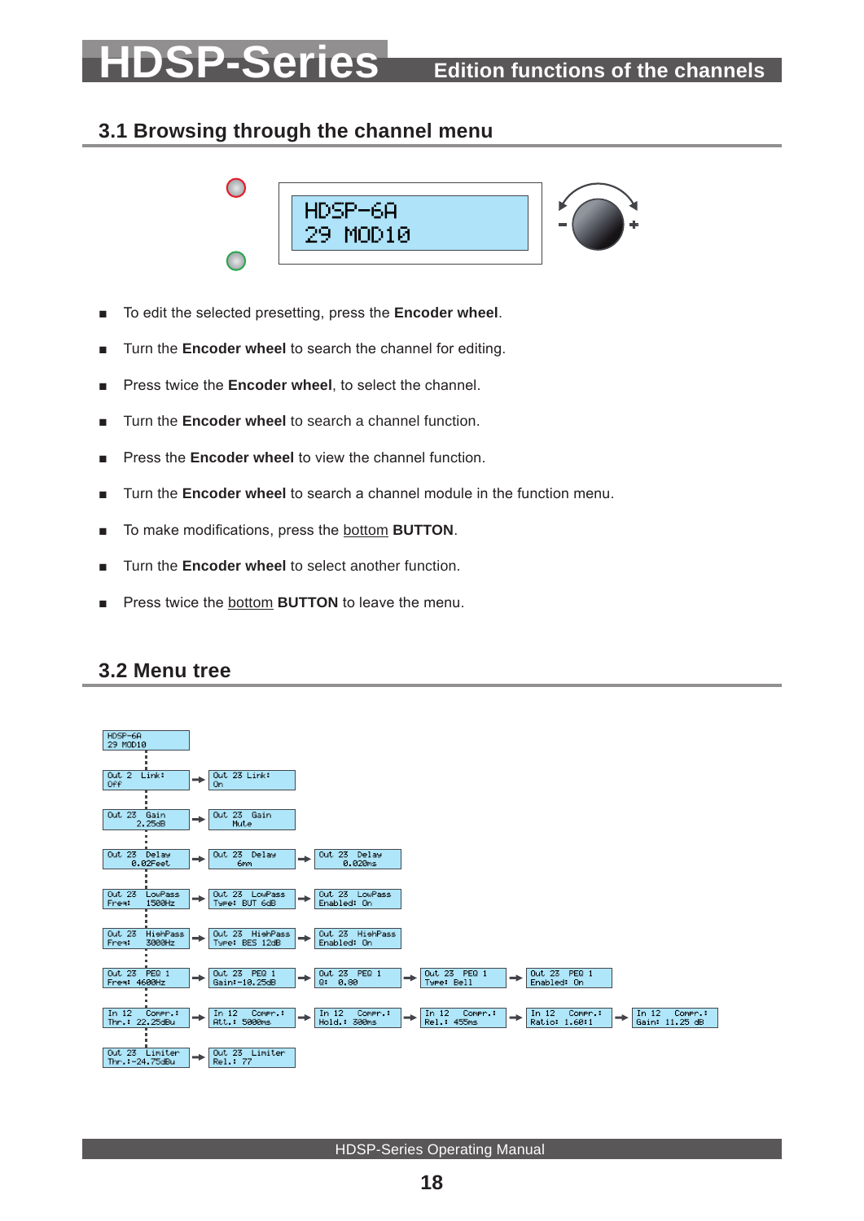## 3.1 Browsing through the channel menu

HDSP-6A
29 MOD10

- To edit the selected presetting, press the **Encoder wheel**.
- Turn the **Encoder wheel** to search the channel for editing.
- Press twice the **Encoder wheel**, to select the channel.
- Turn the **Encoder wheel** to search a channel function.
- Press the **Encoder wheel** to view the channel function.
- Turn the **Encoder wheel** to search a channel module in the function menu.
- To make modifications, press the bottom **BUTTON**.
- Turn the **Encoder wheel** to select another function.
- Press twice the bottom **BUTTON** to leave the menu.

## 3.2 Menu tree

HDSP-6A 29 MOD10

| | | | | | |
|---|---|---|---|---|---|
| Out 2 Link: Off | → Out 23 Link: On | | | | |
| Out 23 Gain 2.25dB | → Out 23 Gain Mute | | | | |
| Out 23 Delay 0.02Feet | → Out 23 Delay 6mm | → Out 23 Delay 0.020ms | | | |
| Out 23 LowPass Freq: 1500Hz | → Out 23 LowPass Type: BUT 6dB | → Out 23 LowPass Enabled: On | | | |
| Out 23 HighPass Freq: 3000Hz | → Out 23 HighPass Type: BES 12dB | → Out 23 HighPass Enabled: On | | | |
| Out 23 PEQ 1 Freq: 4600Hz | → Out 23 PEQ 1 Gain:-10.25dB | → Out 23 PEQ 1 Q: 0.80 | → Out 23 PEQ 1 Type: Bell | → Out 23 PEQ 1 Enabled: On | |
| In 12 Compr.: Thr.: 22.25dBu | → In 12 Compr.: Att.: 5000ms | → In 12 Compr.: Hold.: 300ms | → In 12 Compr.: Rel.: 455ms | → In 12 Compr.: Ratio: 1.60:1 | → In 12 Compr.: Gain: 11.25 dB |
| Out 23 Limiter Thr.:-24.75dBu | → Out 23 Limiter Rel.: 77 | | | | |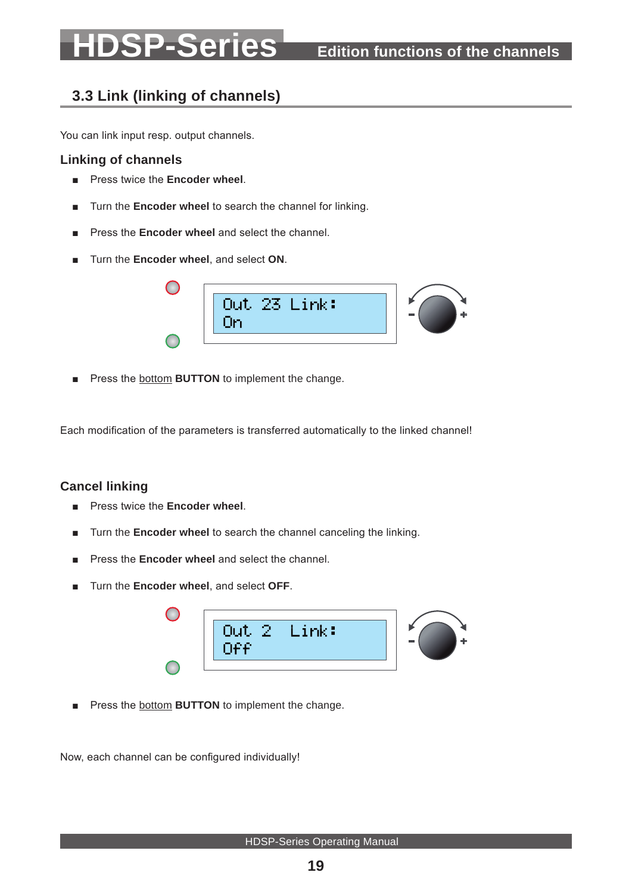## 3.3 Link (linking of channels)

You can link input resp. output channels.

### Linking of channels

- Press twice the **Encoder wheel**.
- Turn the **Encoder wheel** to search the channel for linking.
- Press the **Encoder wheel** and select the channel.
- Turn the **Encoder wheel**, and select **ON**.

```
Out 23 Link:
On
```

- Press the bottom **BUTTON** to implement the change.

Each modification of the parameters is transferred automatically to the linked channel!

### Cancel linking

- Press twice the **Encoder wheel**.
- Turn the **Encoder wheel** to search the channel canceling the linking.
- Press the **Encoder wheel** and select the channel.
- Turn the **Encoder wheel**, and select **OFF**.

```
Out 2  Link:
Off
```

- Press the bottom **BUTTON** to implement the change.

Now, each channel can be configured individually!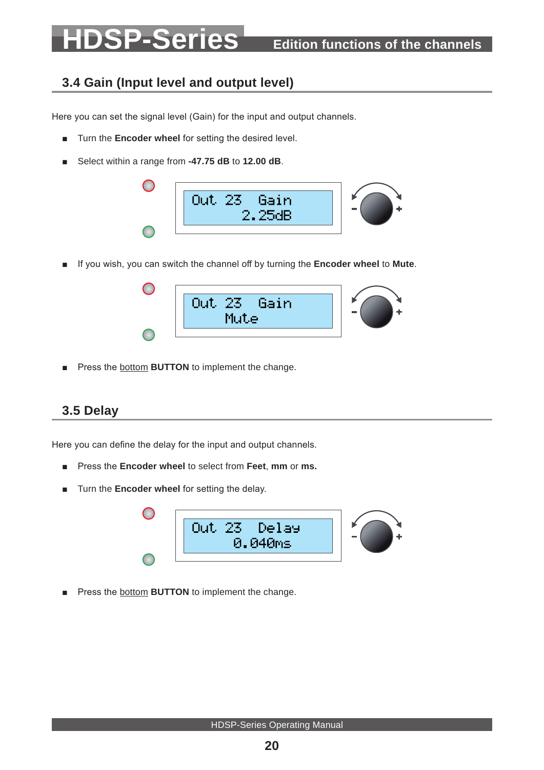## 3.4 Gain (Input level and output level)

Here you can set the signal level (Gain) for the input and output channels.

- Turn the **Encoder wheel** for setting the desired level.
- Select within a range from **-47.75 dB** to **12.00 dB**.

```
Out 23   Gain
     2.25dB
```

- If you wish, you can switch the channel off by turning the **Encoder wheel** to **Mute**.

```
Out 23   Gain
   Mute
```

- Press the bottom **BUTTON** to implement the change.

## 3.5 Delay

Here you can define the delay for the input and output channels.

- Press the **Encoder wheel** to select from **Feet**, **mm** or **ms.**
- Turn the **Encoder wheel** for setting the delay.

```
Out 23   Delay
    0.040ms
```

- Press the bottom **BUTTON** to implement the change.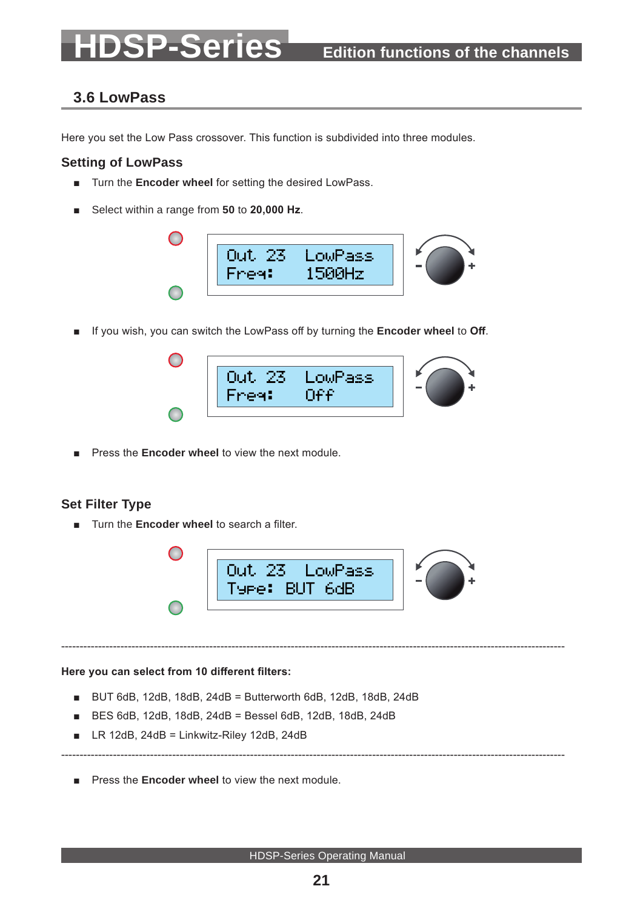## 3.6 LowPass

Here you set the Low Pass crossover. This function is subdivided into three modules.

### Setting of LowPass

- Turn the **Encoder wheel** for setting the desired LowPass.
- Select within a range from **50** to **20,000 Hz**.

```
Out 23   LowPass
Freq:    1500Hz
```

- If you wish, you can switch the LowPass off by turning the **Encoder wheel** to **Off**.

```
Out 23   LowPass
Freq:    Off
```

- Press the **Encoder wheel** to view the next module.

### Set Filter Type

- Turn the **Encoder wheel** to search a filter.

```
Out 23   LowPass
Type: BUT 6dB
```

---

**Here you can select from 10 different filters:**

- BUT 6dB, 12dB, 18dB, 24dB = Butterworth 6dB, 12dB, 18dB, 24dB
- BES 6dB, 12dB, 18dB, 24dB = Bessel 6dB, 12dB, 18dB, 24dB
- LR 12dB, 24dB = Linkwitz-Riley 12dB, 24dB

---

- Press the **Encoder wheel** to view the next module.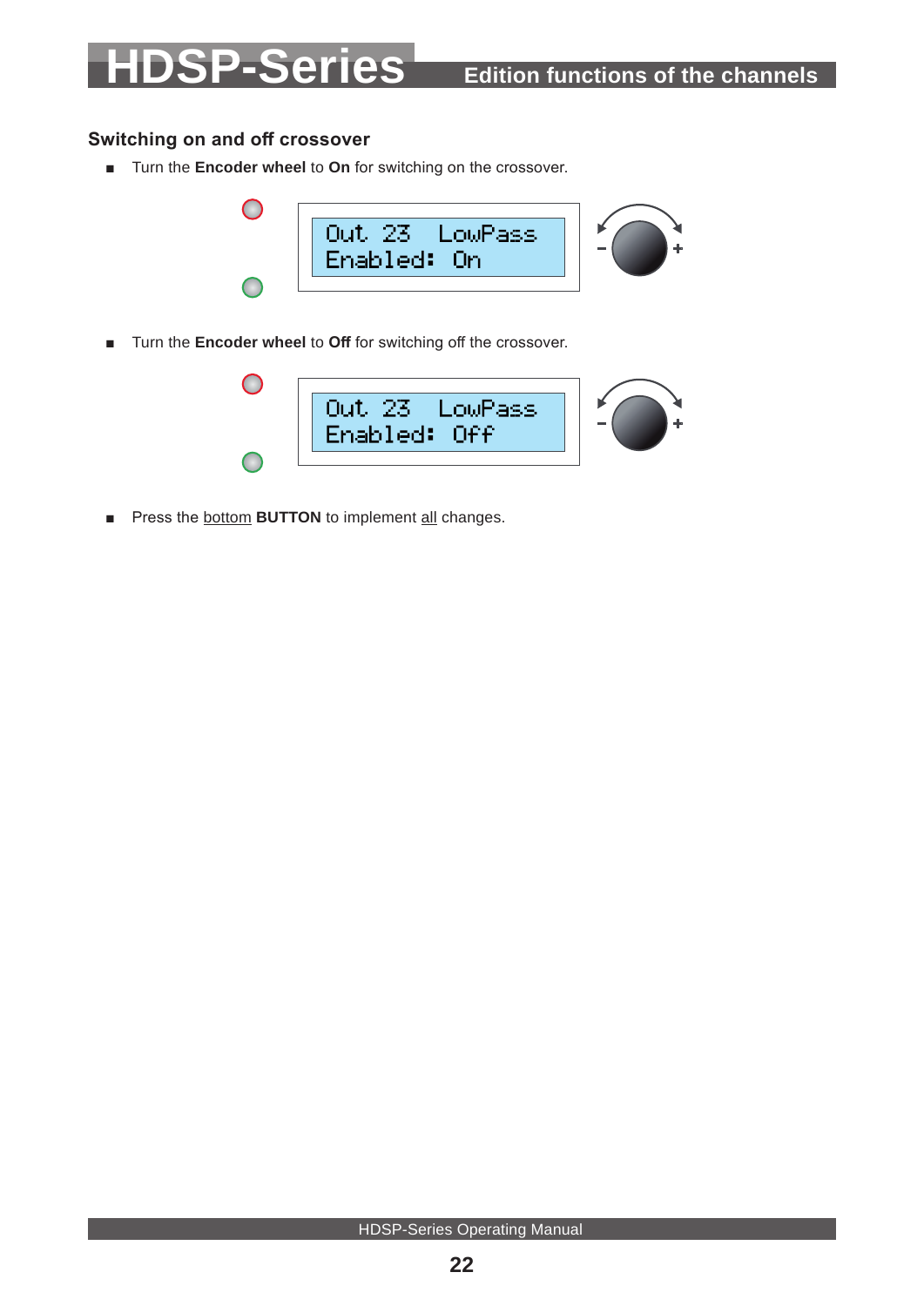## Switching on and off crossover

- Turn the **Encoder wheel** to **On** for switching on the crossover.

```
Out 23   LowPass
Enabled: On
```

- Turn the **Encoder wheel** to **Off** for switching off the crossover.

```
Out 23   LowPass
Enabled: Off
```

- Press the <u>bottom</u> **BUTTON** to implement <u>all</u> changes.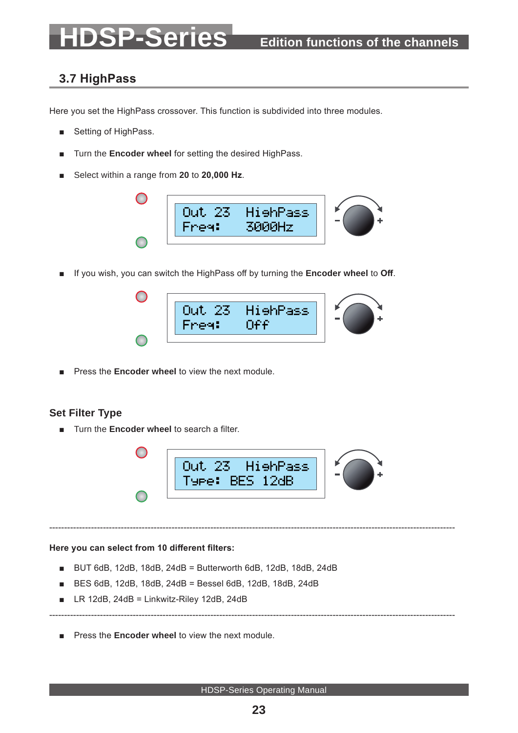## 3.7 HighPass

Here you set the HighPass crossover. This function is subdivided into three modules.

- Setting of HighPass.
- Turn the **Encoder wheel** for setting the desired HighPass.
- Select within a range from **20** to **20,000 Hz**.

```
Out 23   HighPass
Freq:    3000Hz
```

- If you wish, you can switch the HighPass off by turning the **Encoder wheel** to **Off**.

```
Out 23   HighPass
Freq:    Off
```

- Press the **Encoder wheel** to view the next module.

### Set Filter Type

- Turn the **Encoder wheel** to search a filter.

```
Out 23   HighPass
Type: BES 12dB
```

---

**Here you can select from 10 different filters:**

- BUT 6dB, 12dB, 18dB, 24dB = Butterworth 6dB, 12dB, 18dB, 24dB
- BES 6dB, 12dB, 18dB, 24dB = Bessel 6dB, 12dB, 18dB, 24dB
- LR 12dB, 24dB = Linkwitz-Riley 12dB, 24dB

---

- Press the **Encoder wheel** to view the next module.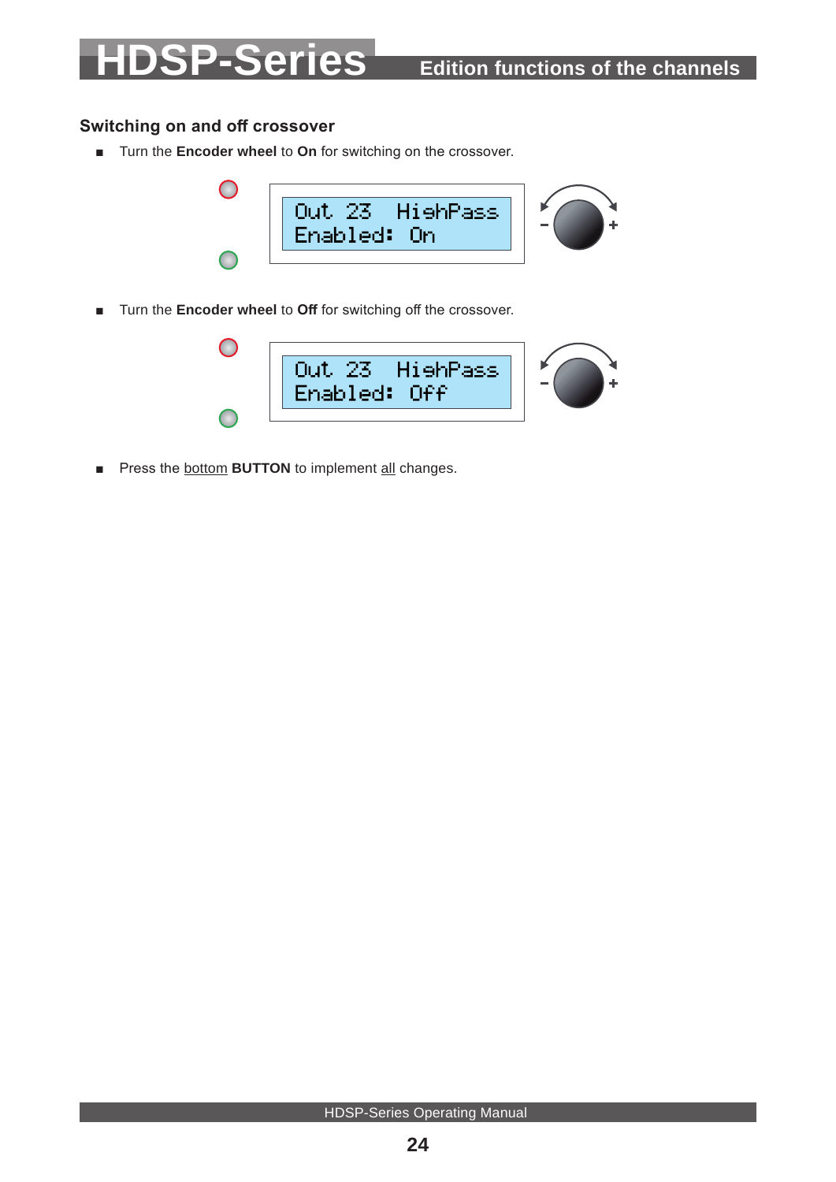## Switching on and off crossover

- Turn the **Encoder wheel** to **On** for switching on the crossover.

```
Out 23  HighPass
Enabled: On
```

- Turn the **Encoder wheel** to **Off** for switching off the crossover.

```
Out 23  HighPass
Enabled: Off
```

- Press the bottom **BUTTON** to implement all changes.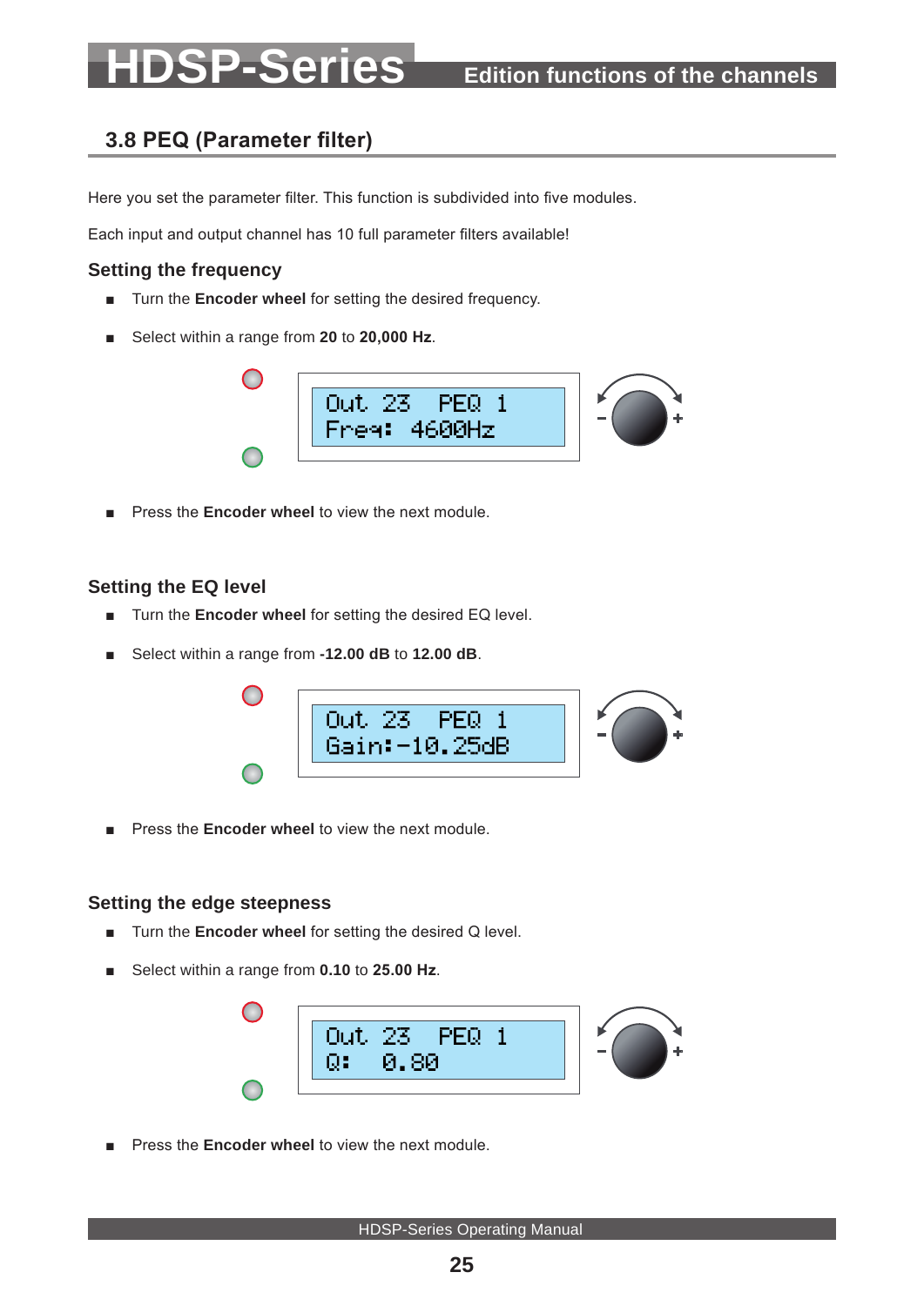## 3.8 PEQ (Parameter filter)

Here you set the parameter filter. This function is subdivided into five modules.

Each input and output channel has 10 full parameter filters available!

### Setting the frequency

- Turn the **Encoder wheel** for setting the desired frequency.
- Select within a range from **20** to **20,000 Hz**.

```
Out 23   PEQ 1
Freq: 4600Hz
```

- Press the **Encoder wheel** to view the next module.

### Setting the EQ level

- Turn the **Encoder wheel** for setting the desired EQ level.
- Select within a range from **-12.00 dB** to **12.00 dB**.

```
Out 23   PEQ 1
Gain:-10.25dB
```

- Press the **Encoder wheel** to view the next module.

### Setting the edge steepness

- Turn the **Encoder wheel** for setting the desired Q level.
- Select within a range from **0.10** to **25.00 Hz**.

```
Out 23   PEQ 1
Q:   0.80
```

- Press the **Encoder wheel** to view the next module.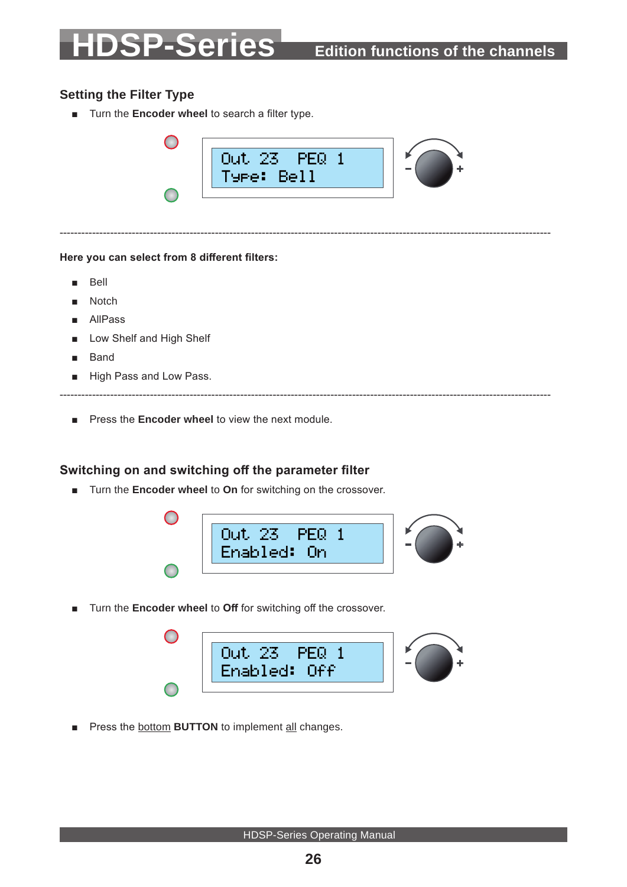## Setting the Filter Type

- Turn the **Encoder wheel** to search a filter type.

```
Out 23   PEQ 1
Type: Bell
```

---

**Here you can select from 8 different filters:**

- Bell
- Notch
- AllPass
- Low Shelf and High Shelf
- Band
- High Pass and Low Pass.

---

- Press the **Encoder wheel** to view the next module.

## Switching on and switching off the parameter filter

- Turn the **Encoder wheel** to **On** for switching on the crossover.

```
Out 23   PEQ 1
Enabled: On
```

- Turn the **Encoder wheel** to **Off** for switching off the crossover.

```
Out 23   PEQ 1
Enabled: Off
```

- Press the <u>bottom</u> **BUTTON** to implement <u>all</u> changes.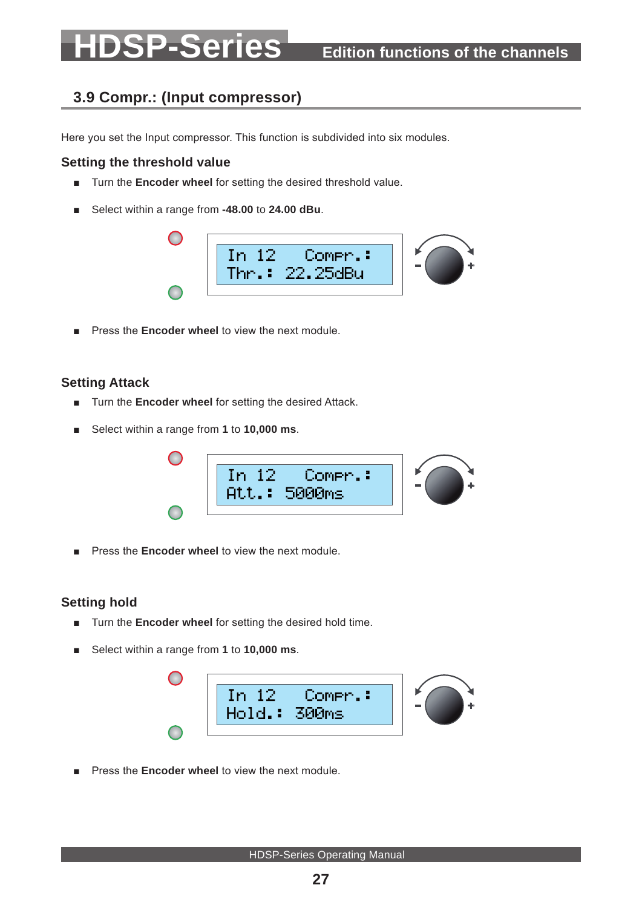## 3.9 Compr.: (Input compressor)

Here you set the Input compressor. This function is subdivided into six modules.

### Setting the threshold value

- Turn the **Encoder wheel** for setting the desired threshold value.
- Select within a range from **-48.00** to **24.00 dBu**.

```
In 12    Compr.:
Thr.: 22.25dBu
```

- Press the **Encoder wheel** to view the next module.

### Setting Attack

- Turn the **Encoder wheel** for setting the desired Attack.
- Select within a range from **1** to **10,000 ms**.

```
In 12    Compr.:
Att.: 5000ms
```

- Press the **Encoder wheel** to view the next module.

### Setting hold

- Turn the **Encoder wheel** for setting the desired hold time.
- Select within a range from **1** to **10,000 ms**.

```
In 12    Compr.:
Hold.: 300ms
```

- Press the **Encoder wheel** to view the next module.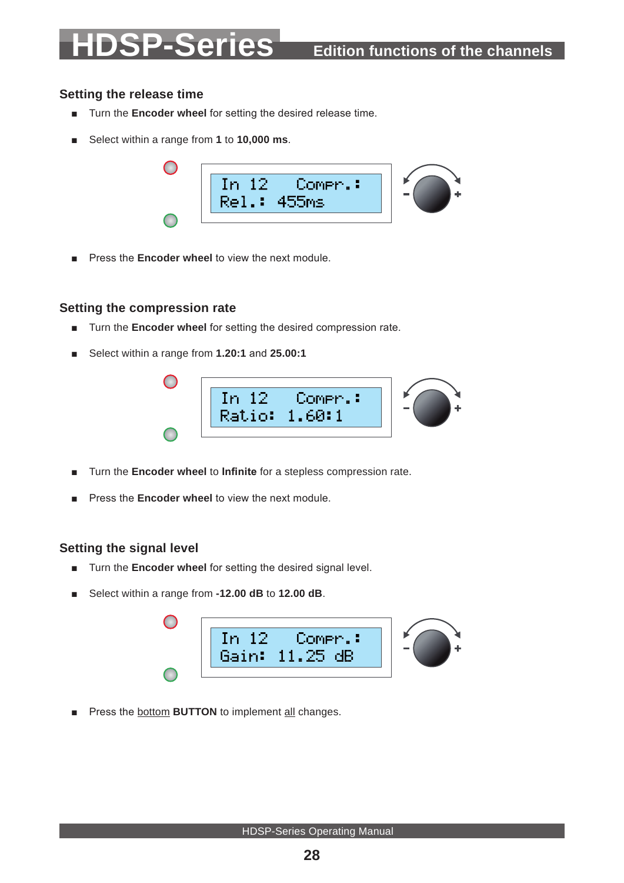## Setting the release time

- Turn the **Encoder wheel** for setting the desired release time.
- Select within a range from **1** to **10,000 ms**.

```
In 12   Compr.:
Rel.: 455ms
```

- Press the **Encoder wheel** to view the next module.

## Setting the compression rate

- Turn the **Encoder wheel** for setting the desired compression rate.
- Select within a range from **1.20:1** and **25.00:1**

```
In 12   Compr.:
Ratio: 1.60:1
```

- Turn the **Encoder wheel** to **Infinite** for a stepless compression rate.
- Press the **Encoder wheel** to view the next module.

## Setting the signal level

- Turn the **Encoder wheel** for setting the desired signal level.
- Select within a range from **-12.00 dB** to **12.00 dB**.

```
In 12   Compr.:
Gain: 11.25 dB
```

- Press the bottom **BUTTON** to implement all changes.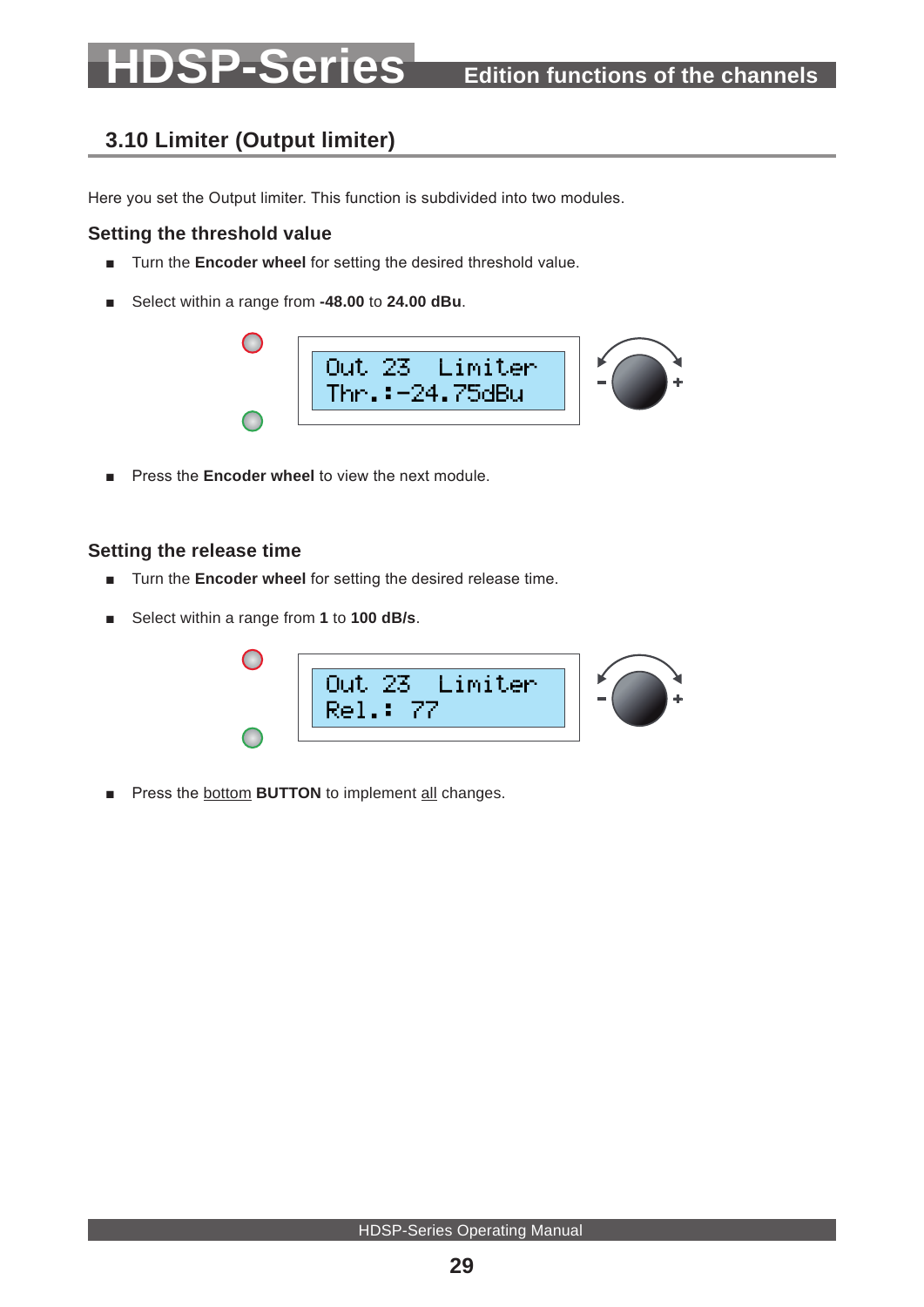## 3.10 Limiter (Output limiter)

Here you set the Output limiter. This function is subdivided into two modules.

### Setting the threshold value

- Turn the **Encoder wheel** for setting the desired threshold value.
- Select within a range from **-48.00** to **24.00 dBu**.

```
Out 23  Limiter
Thr.:-24.75dBu
```

- Press the **Encoder wheel** to view the next module.

### Setting the release time

- Turn the **Encoder wheel** for setting the desired release time.
- Select within a range from **1** to **100 dB/s**.

```
Out 23  Limiter
Rel.: 77
```

- Press the bottom **BUTTON** to implement all changes.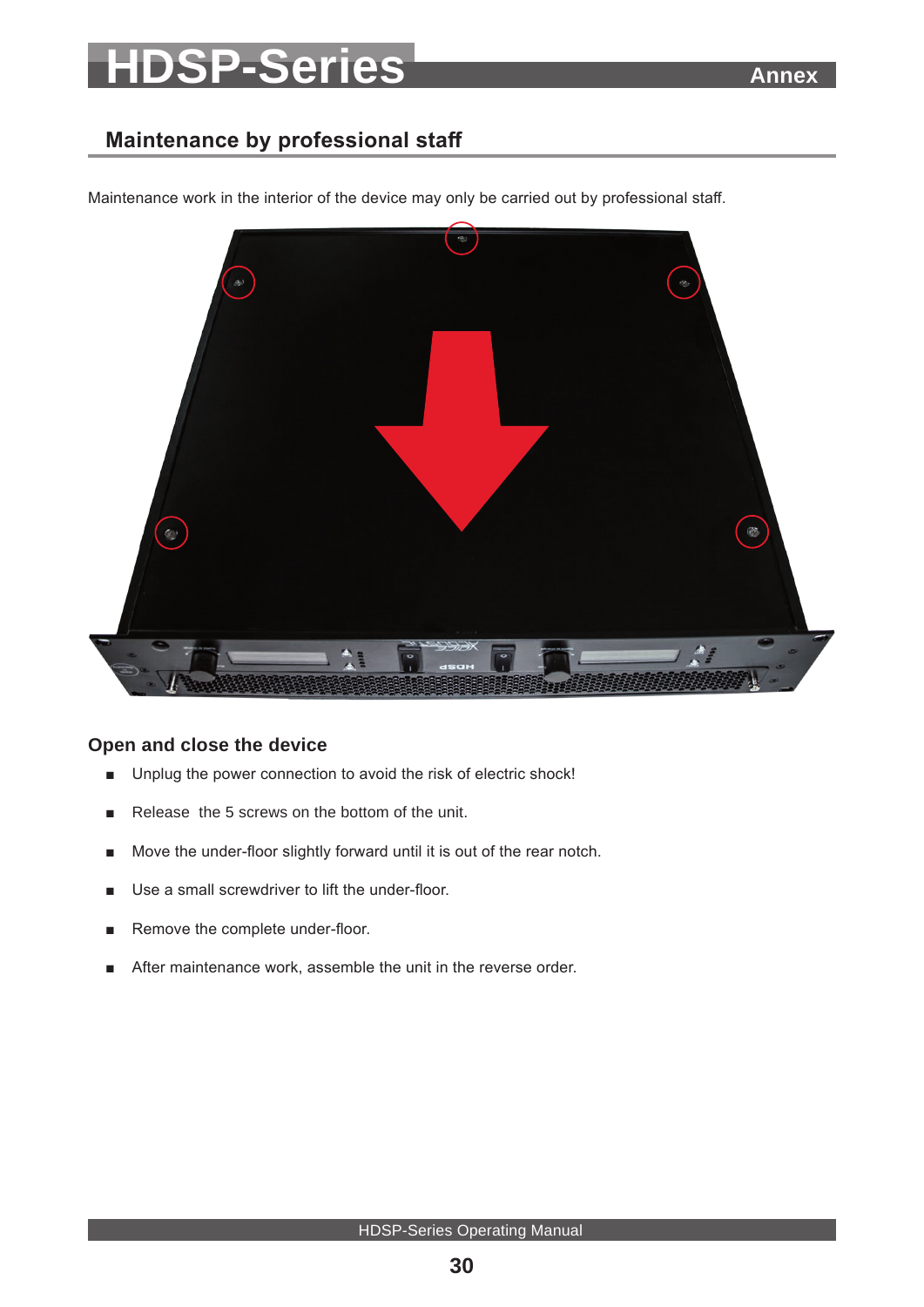## Maintenance by professional staff

Maintenance work in the interior of the device may only be carried out by professional staff.

### Open and close the device

- Unplug the power connection to avoid the risk of electric shock!
- Release  the 5 screws on the bottom of the unit.
- Move the under-floor slightly forward until it is out of the rear notch.
- Use a small screwdriver to lift the under-floor.
- Remove the complete under-floor.
- After maintenance work, assemble the unit in the reverse order.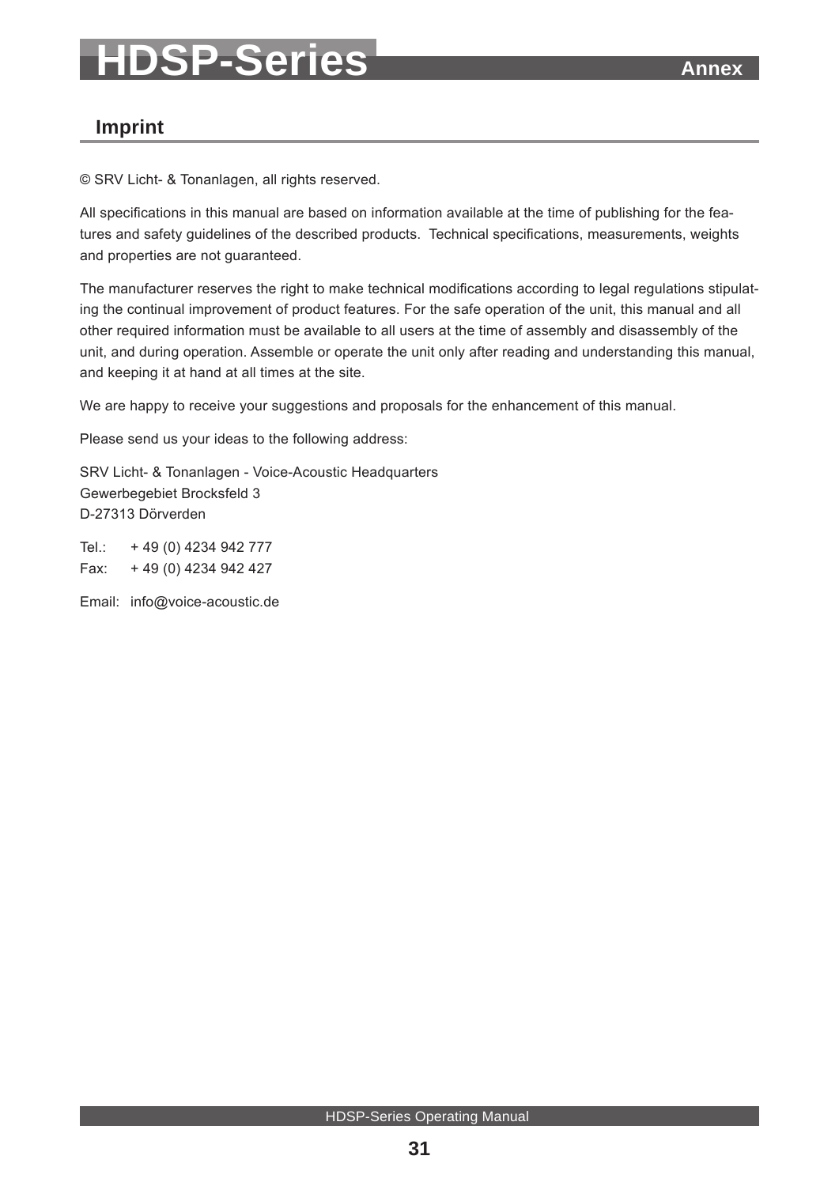## Imprint

© SRV Licht- & Tonanlagen, all rights reserved.

All specifications in this manual are based on information available at the time of publishing for the features and safety guidelines of the described products. Technical specifications, measurements, weights and properties are not guaranteed.

The manufacturer reserves the right to make technical modifications according to legal regulations stipulating the continual improvement of product features. For the safe operation of the unit, this manual and all other required information must be available to all users at the time of assembly and disassembly of the unit, and during operation. Assemble or operate the unit only after reading and understanding this manual, and keeping it at hand at all times at the site.

We are happy to receive your suggestions and proposals for the enhancement of this manual.

Please send us your ideas to the following address:

SRV Licht- & Tonanlagen - Voice-Acoustic Headquarters
Gewerbegebiet Brocksfeld 3
D-27313 Dörverden

Tel.: + 49 (0) 4234 942 777
Fax: + 49 (0) 4234 942 427

Email: info@voice-acoustic.de